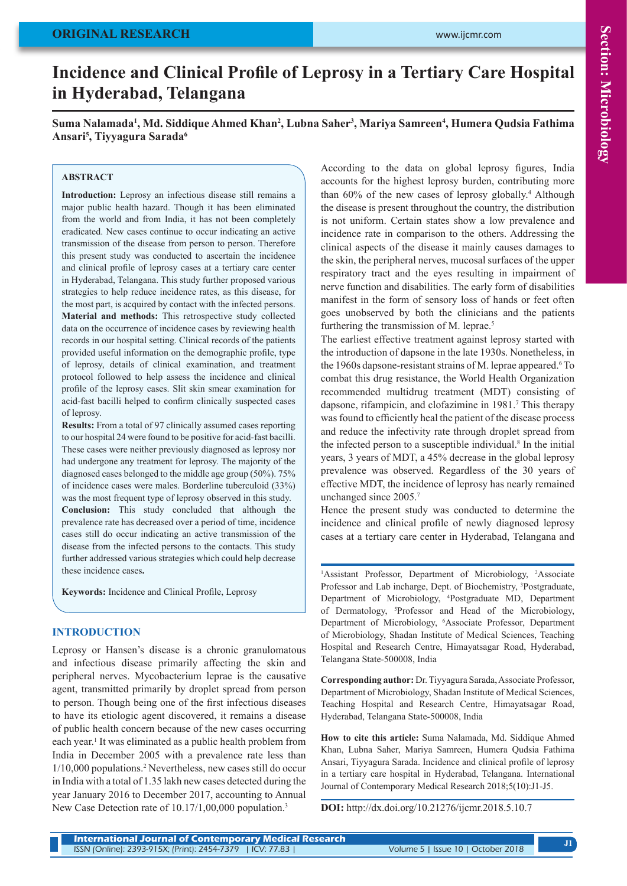# Incidence and Clinical Profile of Leprosy in a Tertiary Care Hospital in Hyderabad, Telangana

**Suma Nalamada[1], Md. Siddique Ahmed Khan[2], Lubna Saher[3], Mariya Samreen[4], Humera Qudsia Fathima Ansari[5], Tiyyagura Sarada[6]**

## ABSTRACT

**Introduction:** Leprosy an infectious disease still remains a major public health hazard. Though it has been eliminated from the world and from India, it has not been completely eradicated. New cases continue to occur indicating an active transmission of the disease from person to person. Therefore this present study was conducted to ascertain the incidence and clinical profile of leprosy cases at a tertiary care center in Hyderabad, Telangana. This study further proposed various strategies to help reduce incidence rates, as this disease, for the most part, is acquired by contact with the infected persons.

**Material and methods:** This retrospective study collected data on the occurrence of incidence cases by reviewing health records in our hospital setting. Clinical records of the patients provided useful information on the demographic profile, type of leprosy, details of clinical examination, and treatment protocol followed to help assess the incidence and clinical profile of the leprosy cases. Slit skin smear examination for acid-fast bacilli helped to confirm clinically suspected cases of leprosy.

**Results:** From a total of 97 clinically assumed cases reporting to our hospital 24 were found to be positive for acid-fast bacilli. These cases were neither previously diagnosed as leprosy nor had undergone any treatment for leprosy. The majority of the diagnosed cases belonged to the middle age group (50%). 75% of incidence cases were males. Borderline tuberculoid (33%) was the most frequent type of leprosy observed in this study.

**Conclusion:** This study concluded that although the prevalence rate has decreased over a period of time, incidence cases still do occur indicating an active transmission of the disease from the infected persons to the contacts. This study further addressed various strategies which could help decrease these incidence cases**.**

**Keywords:** Incidence and Clinical Profile, Leprosy

## INTRODUCTION

Leprosy or Hansen's disease is a chronic granulomatous and infectious disease primarily affecting the skin and peripheral nerves. Mycobacterium leprae is the causative agent, transmitted primarily by droplet spread from person to person. Though being one of the first infectious diseases to have its etiologic agent discovered, it remains a disease of public health concern because of the new cases occurring each year.[1] It was eliminated as a public health problem from India in December 2005 with a prevalence rate less than 1/10,000 populations.[2] Nevertheless, new cases still do occur in India with a total of 1.35 lakh new cases detected during the year January 2016 to December 2017, accounting to Annual New Case Detection rate of 10.17/1,00,000 population.[3]

According to the data on global leprosy figures, India accounts for the highest leprosy burden, contributing more than 60% of the new cases of leprosy globally.[4] Although the disease is present throughout the country, the distribution is not uniform. Certain states show a low prevalence and incidence rate in comparison to the others. Addressing the clinical aspects of the disease it mainly causes damages to the skin, the peripheral nerves, mucosal surfaces of the upper respiratory tract and the eyes resulting in impairment of nerve function and disabilities. The early form of disabilities manifest in the form of sensory loss of hands or feet often goes unobserved by both the clinicians and the patients furthering the transmission of M. leprae.[5]

The earliest effective treatment against leprosy started with the introduction of dapsone in the late 1930s. Nonetheless, in the 1960s dapsone-resistant strains of M. leprae appeared.[6] To combat this drug resistance, the World Health Organization recommended multidrug treatment (MDT) consisting of dapsone, rifampicin, and clofazimine in 1981.[7] This therapy was found to efficiently heal the patient of the disease process and reduce the infectivity rate through droplet spread from the infected person to a susceptible individual.[8] In the initial years, 3 years of MDT, a 45% decrease in the global leprosy prevalence was observed. Regardless of the 30 years of effective MDT, the incidence of leprosy has nearly remained unchanged since 2005.[7]

Hence the present study was conducted to determine the incidence and clinical profile of newly diagnosed leprosy cases at a tertiary care center in Hyderabad, Telangana and

---

[1]Assistant Professor, Department of Microbiology, [2]Associate Professor and Lab incharge, Dept. of Biochemistry, [3]Postgraduate, Department of Microbiology, [4]Postgraduate MD, Department of Dermatology, [5]Professor and Head of the Microbiology, Department of Microbiology, [6]Associate Professor, Department of Microbiology, Shadan Institute of Medical Sciences, Teaching Hospital and Research Centre, Himayatsagar Road, Hyderabad, Telangana State-500008, India

**Corresponding author:** Dr. Tiyyagura Sarada, Associate Professor, Department of Microbiology, Shadan Institute of Medical Sciences, Teaching Hospital and Research Centre, Himayatsagar Road, Hyderabad, Telangana State-500008, India

**How to cite this article:** Suma Nalamada, Md. Siddique Ahmed Khan, Lubna Saher, Mariya Samreen, Humera Qudsia Fathima Ansari, Tiyyagura Sarada. Incidence and clinical profile of leprosy in a tertiary care hospital in Hyderabad, Telangana. International Journal of Contemporary Medical Research 2018;5(10):J1-J5.

**DOI:** http://dx.doi.org/10.21276/ijcmr.2018.5.10.7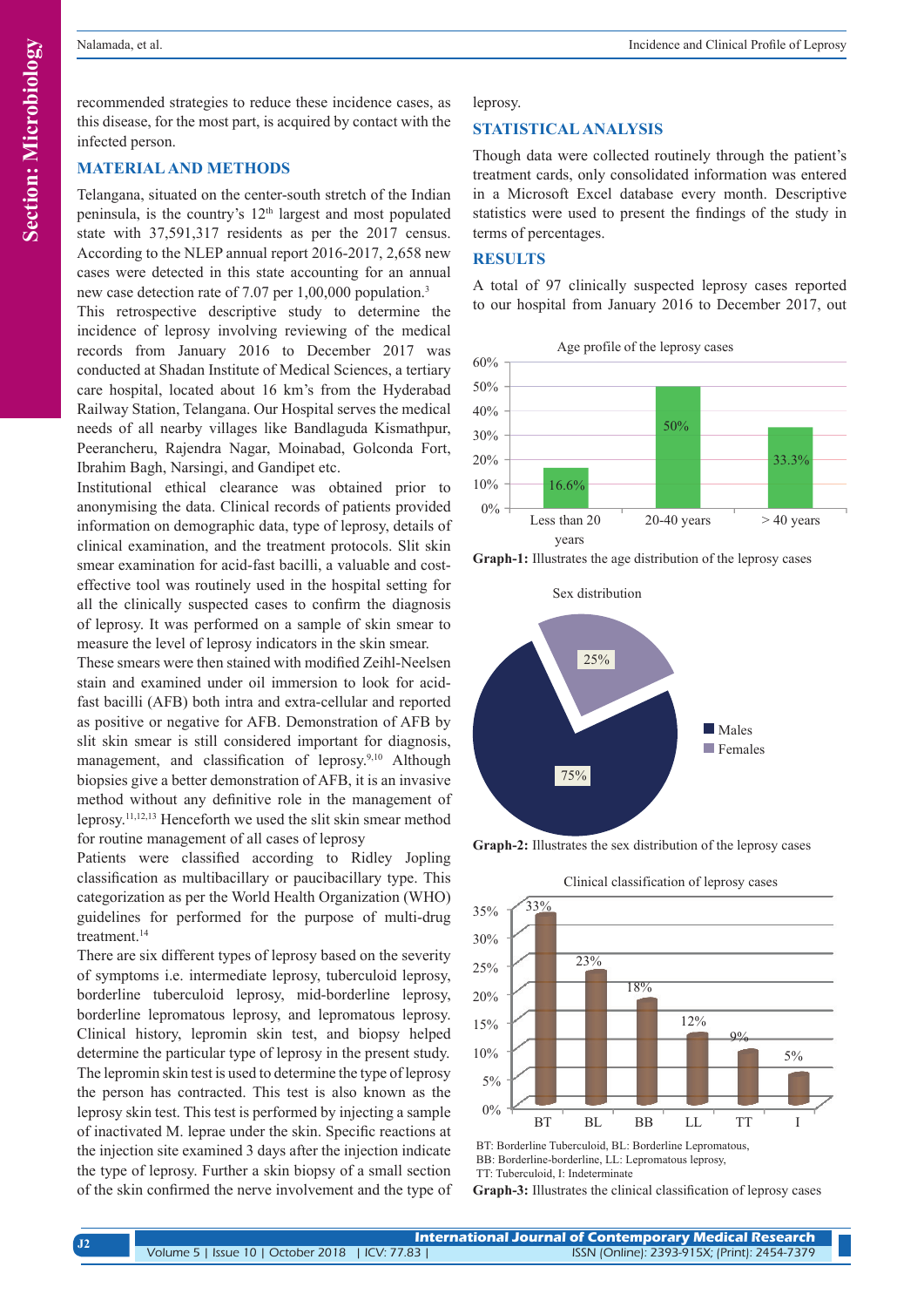recommended strategies to reduce these incidence cases, as this disease, for the most part, is acquired by contact with the infected person.

## MATERIAL AND METHODS

Telangana, situated on the center-south stretch of the Indian peninsula, is the country's 12th largest and most populated state with 37,591,317 residents as per the 2017 census. According to the NLEP annual report 2016-2017, 2,658 new cases were detected in this state accounting for an annual new case detection rate of 7.07 per 1,00,000 population.[3]

This retrospective descriptive study to determine the incidence of leprosy involving reviewing of the medical records from January 2016 to December 2017 was conducted at Shadan Institute of Medical Sciences, a tertiary care hospital, located about 16 km's from the Hyderabad Railway Station, Telangana. Our Hospital serves the medical needs of all nearby villages like Bandlaguda Kismathpur, Peerancheru, Rajendra Nagar, Moinabad, Golconda Fort, Ibrahim Bagh, Narsingi, and Gandipet etc.

Institutional ethical clearance was obtained prior to anonymising the data. Clinical records of patients provided information on demographic data, type of leprosy, details of clinical examination, and the treatment protocols. Slit skin smear examination for acid-fast bacilli, a valuable and cost-effective tool was routinely used in the hospital setting for all the clinically suspected cases to confirm the diagnosis of leprosy. It was performed on a sample of skin smear to measure the level of leprosy indicators in the skin smear.

These smears were then stained with modified Zeihl-Neelsen stain and examined under oil immersion to look for acid-fast bacilli (AFB) both intra and extra-cellular and reported as positive or negative for AFB. Demonstration of AFB by slit skin smear is still considered important for diagnosis, management, and classification of leprosy.[9,10] Although biopsies give a better demonstration of AFB, it is an invasive method without any definitive role in the management of leprosy.[11,12,13] Henceforth we used the slit skin smear method for routine management of all cases of leprosy

Patients were classified according to Ridley Jopling classification as multibacillary or paucibacillary type. This categorization as per the World Health Organization (WHO) guidelines for performed for the purpose of multi-drug treatment.[14]

There are six different types of leprosy based on the severity of symptoms i.e. intermediate leprosy, tuberculoid leprosy, borderline tuberculoid leprosy, mid-borderline leprosy, borderline lepromatous leprosy, and lepromatous leprosy. Clinical history, lepromin skin test, and biopsy helped determine the particular type of leprosy in the present study. The lepromin skin test is used to determine the type of leprosy the person has contracted. This test is also known as the leprosy skin test. This test is performed by injecting a sample of inactivated M. leprae under the skin. Specific reactions at the injection site examined 3 days after the injection indicate the type of leprosy. Further a skin biopsy of a small section of the skin confirmed the nerve involvement and the type of leprosy.

## STATISTICAL ANALYSIS

Though data were collected routinely through the patient's treatment cards, only consolidated information was entered in a Microsoft Excel database every month. Descriptive statistics were used to present the findings of the study in terms of percentages.

## RESULTS

A total of 97 clinically suspected leprosy cases reported to our hospital from January 2016 to December 2017, out

Age profile of the leprosy cases

| Age group | Percentage |
|---|---|
| Less than 20 years | 16.6% |
| 20-40 years | 50% |
| > 40 years | 33.3% |

**Graph-1:** Illustrates the age distribution of the leprosy cases

Sex distribution

| Sex | Percentage |
|---|---|
| Males | 75% |
| Females | 25% |

**Graph-2:** Illustrates the sex distribution of the leprosy cases

Clinical classification of leprosy cases

| Type | Percentage |
|---|---|
| BT | 33% |
| BL | 23% |
| BB | 18% |
| LL | 12% |
| TT | 9% |
| I | 5% |

BT: Borderline Tuberculoid, BL: Borderline Lepromatous, BB: Borderline-borderline, LL: Lepromatous leprosy, TT: Tuberculoid, I: Indeterminate

**Graph-3:** Illustrates the clinical classification of leprosy cases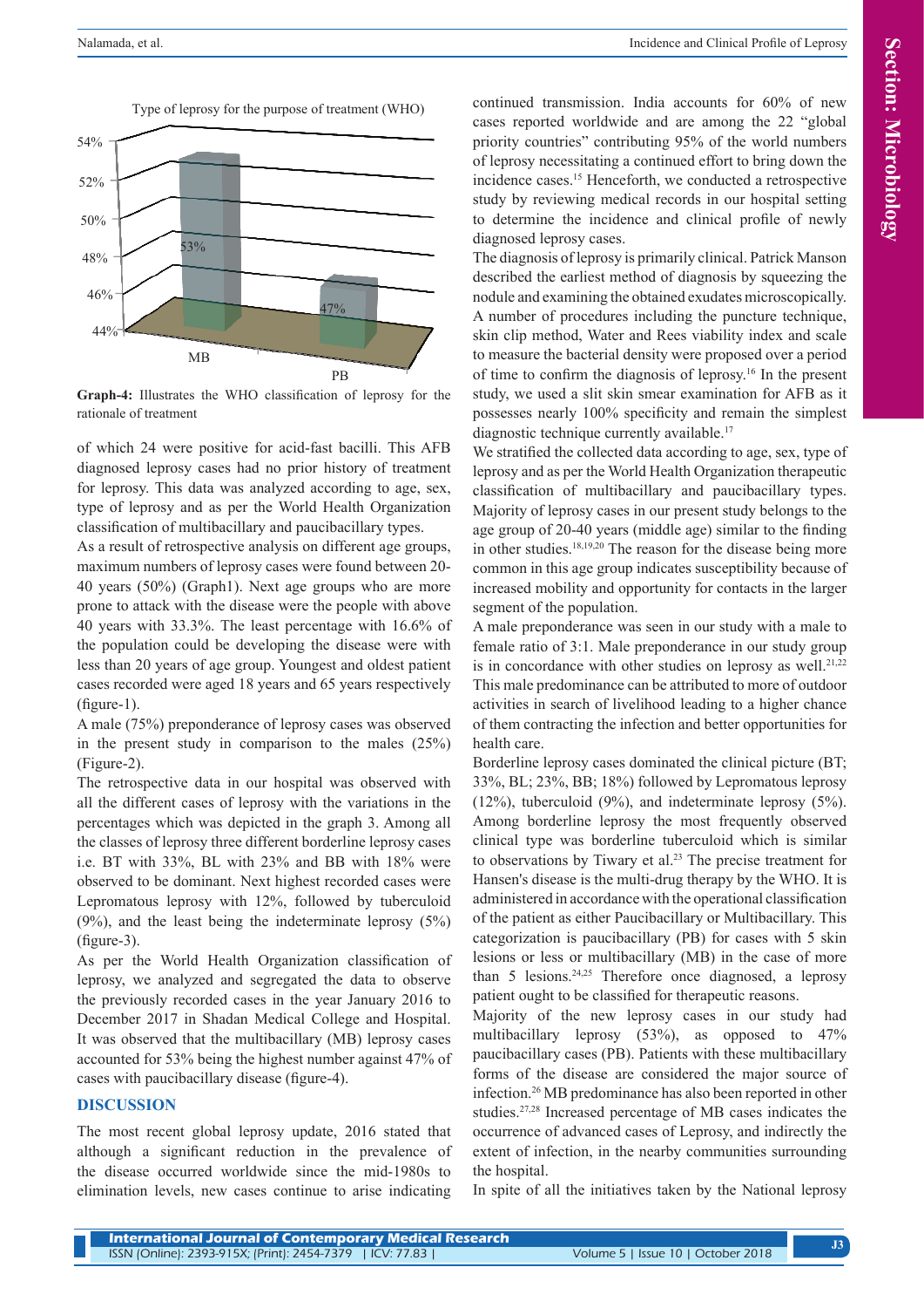Type of leprosy for the purpose of treatment (WHO)

| | MB | PB |
|---|---|---|
| | 53% | 47% |

**Graph-4:** Illustrates the WHO classification of leprosy for the rationale of treatment

of which 24 were positive for acid-fast bacilli. This AFB diagnosed leprosy cases had no prior history of treatment for leprosy. This data was analyzed according to age, sex, type of leprosy and as per the World Health Organization classification of multibacillary and paucibacillary types.

As a result of retrospective analysis on different age groups, maximum numbers of leprosy cases were found between 20-40 years (50%) (Graph1). Next age groups who are more prone to attack with the disease were the people with above 40 years with 33.3%. The least percentage with 16.6% of the population could be developing the disease were with less than 20 years of age group. Youngest and oldest patient cases recorded were aged 18 years and 65 years respectively (figure-1).

A male (75%) preponderance of leprosy cases was observed in the present study in comparison to the males (25%) (Figure-2).

The retrospective data in our hospital was observed with all the different cases of leprosy with the variations in the percentages which was depicted in the graph 3. Among all the classes of leprosy three different borderline leprosy cases i.e. BT with 33%, BL with 23% and BB with 18% were observed to be dominant. Next highest recorded cases were Lepromatous leprosy with 12%, followed by tuberculoid (9%), and the least being the indeterminate leprosy (5%) (figure-3).

As per the World Health Organization classification of leprosy, we analyzed and segregated the data to observe the previously recorded cases in the year January 2016 to December 2017 in Shadan Medical College and Hospital. It was observed that the multibacillary (MB) leprosy cases accounted for 53% being the highest number against 47% of cases with paucibacillary disease (figure-4).

## DISCUSSION

The most recent global leprosy update, 2016 stated that although a significant reduction in the prevalence of the disease occurred worldwide since the mid-1980s to elimination levels, new cases continue to arise indicating continued transmission. India accounts for 60% of new cases reported worldwide and are among the 22 "global priority countries" contributing 95% of the world numbers of leprosy necessitating a continued effort to bring down the incidence cases.[15] Henceforth, we conducted a retrospective study by reviewing medical records in our hospital setting to determine the incidence and clinical profile of newly diagnosed leprosy cases.

The diagnosis of leprosy is primarily clinical. Patrick Manson described the earliest method of diagnosis by squeezing the nodule and examining the obtained exudates microscopically. A number of procedures including the puncture technique, skin clip method, Water and Rees viability index and scale to measure the bacterial density were proposed over a period of time to confirm the diagnosis of leprosy.[16] In the present study, we used a slit skin smear examination for AFB as it possesses nearly 100% specificity and remain the simplest diagnostic technique currently available.[17]

We stratified the collected data according to age, sex, type of leprosy and as per the World Health Organization therapeutic classification of multibacillary and paucibacillary types. Majority of leprosy cases in our present study belongs to the age group of 20-40 years (middle age) similar to the finding in other studies.[18,19,20] The reason for the disease being more common in this age group indicates susceptibility because of increased mobility and opportunity for contacts in the larger segment of the population.

A male preponderance was seen in our study with a male to female ratio of 3:1. Male preponderance in our study group is in concordance with other studies on leprosy as well.[21,22] This male predominance can be attributed to more of outdoor activities in search of livelihood leading to a higher chance of them contracting the infection and better opportunities for health care.

Borderline leprosy cases dominated the clinical picture (BT; 33%, BL; 23%, BB; 18%) followed by Lepromatous leprosy (12%), tuberculoid (9%), and indeterminate leprosy (5%). Among borderline leprosy the most frequently observed clinical type was borderline tuberculoid which is similar to observations by Tiwary et al.[23] The precise treatment for Hansen's disease is the multi-drug therapy by the WHO. It is administered in accordance with the operational classification of the patient as either Paucibacillary or Multibacillary. This categorization is paucibacillary (PB) for cases with 5 skin lesions or less or multibacillary (MB) in the case of more than 5 lesions.[24,25] Therefore once diagnosed, a leprosy patient ought to be classified for therapeutic reasons.

Majority of the new leprosy cases in our study had multibacillary leprosy (53%), as opposed to 47% paucibacillary cases (PB). Patients with these multibacillary forms of the disease are considered the major source of infection.[26] MB predominance has also been reported in other studies.[27,28] Increased percentage of MB cases indicates the occurrence of advanced cases of Leprosy, and indirectly the extent of infection, in the nearby communities surrounding the hospital.

In spite of all the initiatives taken by the National leprosy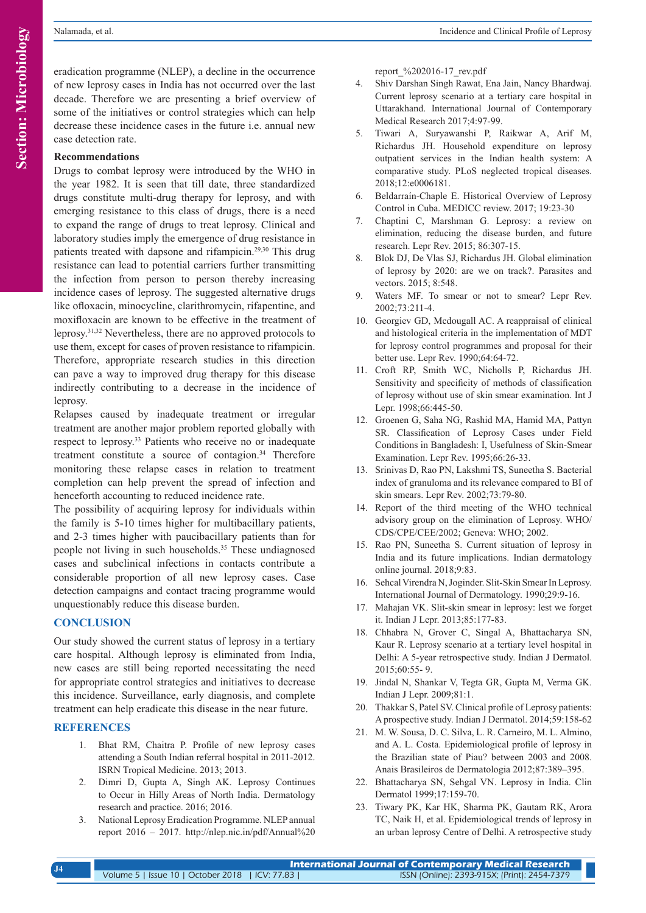eradication programme (NLEP), a decline in the occurrence of new leprosy cases in India has not occurred over the last decade. Therefore we are presenting a brief overview of some of the initiatives or control strategies which can help decrease these incidence cases in the future i.e. annual new case detection rate.

### Recommendations

Drugs to combat leprosy were introduced by the WHO in the year 1982. It is seen that till date, three standardized drugs constitute multi-drug therapy for leprosy, and with emerging resistance to this class of drugs, there is a need to expand the range of drugs to treat leprosy. Clinical and laboratory studies imply the emergence of drug resistance in patients treated with dapsone and rifampicin.[29,30] This drug resistance can lead to potential carriers further transmitting the infection from person to person thereby increasing incidence cases of leprosy. The suggested alternative drugs like ofloxacin, minocycline, clarithromycin, rifapentine, and moxifloxacin are known to be effective in the treatment of leprosy.[31,32] Nevertheless, there are no approved protocols to use them, except for cases of proven resistance to rifampicin. Therefore, appropriate research studies in this direction can pave a way to improved drug therapy for this disease indirectly contributing to a decrease in the incidence of leprosy.

Relapses caused by inadequate treatment or irregular treatment are another major problem reported globally with respect to leprosy.[33] Patients who receive no or inadequate treatment constitute a source of contagion.[34] Therefore monitoring these relapse cases in relation to treatment completion can help prevent the spread of infection and henceforth accounting to reduced incidence rate.

The possibility of acquiring leprosy for individuals within the family is 5-10 times higher for multibacillary patients, and 2-3 times higher with paucibacillary patients than for people not living in such households.[35] These undiagnosed cases and subclinical infections in contacts contribute a considerable proportion of all new leprosy cases. Case detection campaigns and contact tracing programme would unquestionably reduce this disease burden.

## CONCLUSION

Our study showed the current status of leprosy in a tertiary care hospital. Although leprosy is eliminated from India, new cases are still being reported necessitating the need for appropriate control strategies and initiatives to decrease this incidence. Surveillance, early diagnosis, and complete treatment can help eradicate this disease in the near future.

## REFERENCES

1. Bhat RM, Chaitra P. Profile of new leprosy cases attending a South Indian referral hospital in 2011-2012. ISRN Tropical Medicine. 2013; 2013.
2. Dimri D, Gupta A, Singh AK. Leprosy Continues to Occur in Hilly Areas of North India. Dermatology research and practice. 2016; 2016.
3. National Leprosy Eradication Programme. NLEP annual report 2016 – 2017. http://nlep.nic.in/pdf/Annual%20report_%202016-17_rev.pdf
4. Shiv Darshan Singh Rawat, Ena Jain, Nancy Bhardwaj. Current leprosy scenario at a tertiary care hospital in Uttarakhand. International Journal of Contemporary Medical Research 2017;4:97-99.
5. Tiwari A, Suryawanshi P, Raikwar A, Arif M, Richardus JH. Household expenditure on leprosy outpatient services in the Indian health system: A comparative study. PLoS neglected tropical diseases. 2018;12:e0006181.
6. Beldarraín-Chaple E. Historical Overview of Leprosy Control in Cuba. MEDICC review. 2017; 19:23-30
7. Chaptini C, Marshman G. Leprosy: a review on elimination, reducing the disease burden, and future research. Lepr Rev. 2015; 86:307-15.
8. Blok DJ, De Vlas SJ, Richardus JH. Global elimination of leprosy by 2020: are we on track?. Parasites and vectors. 2015; 8:548.
9. Waters MF. To smear or not to smear? Lepr Rev. 2002;73:211-4.
10. Georgiev GD, Mcdougall AC. A reappraisal of clinical and histological criteria in the implementation of MDT for leprosy control programmes and proposal for their better use. Lepr Rev. 1990;64:64-72.
11. Croft RP, Smith WC, Nicholls P, Richardus JH. Sensitivity and specificity of methods of classification of leprosy without use of skin smear examination. Int J Lepr. 1998;66:445-50.
12. Groenen G, Saha NG, Rashid MA, Hamid MA, Pattyn SR. Classification of Leprosy Cases under Field Conditions in Bangladesh: I, Usefulness of Skin-Smear Examination. Lepr Rev. 1995;66:26-33.
13. Srinivas D, Rao PN, Lakshmi TS, Suneetha S. Bacterial index of granuloma and its relevance compared to BI of skin smears. Lepr Rev. 2002;73:79-80.
14. Report of the third meeting of the WHO technical advisory group on the elimination of Leprosy. WHO/CDS/CPE/CEE/2002; Geneva: WHO; 2002.
15. Rao PN, Suneetha S. Current situation of leprosy in India and its future implications. Indian dermatology online journal. 2018;9:83.
16. Sehcal Virendra N, Joginder. Slit-Skin Smear In Leprosy. International Journal of Dermatology. 1990;29:9-16.
17. Mahajan VK. Slit-skin smear in leprosy: lest we forget it. Indian J Lepr. 2013;85:177-83.
18. Chhabra N, Grover C, Singal A, Bhattacharya SN, Kaur R. Leprosy scenario at a tertiary level hospital in Delhi: A 5-year retrospective study. Indian J Dermatol. 2015;60:55- 9.
19. Jindal N, Shankar V, Tegta GR, Gupta M, Verma GK. Indian J Lepr. 2009;81:1.
20. Thakkar S, Patel SV. Clinical profile of Leprosy patients: A prospective study. Indian J Dermatol. 2014;59:158-62
21. M. W. Sousa, D. C. Silva, L. R. Carneiro, M. L. Almino, and A. L. Costa. Epidemiological profile of leprosy in the Brazilian state of Piau? between 2003 and 2008. Anais Brasileiros de Dermatologia 2012;87:389–395.
22. Bhattacharya SN, Sehgal VN. Leprosy in India. Clin Dermatol 1999;17:159-70.
23. Tiwary PK, Kar HK, Sharma PK, Gautam RK, Arora TC, Naik H, et al. Epidemiological trends of leprosy in an urban leprosy Centre of Delhi. A retrospective study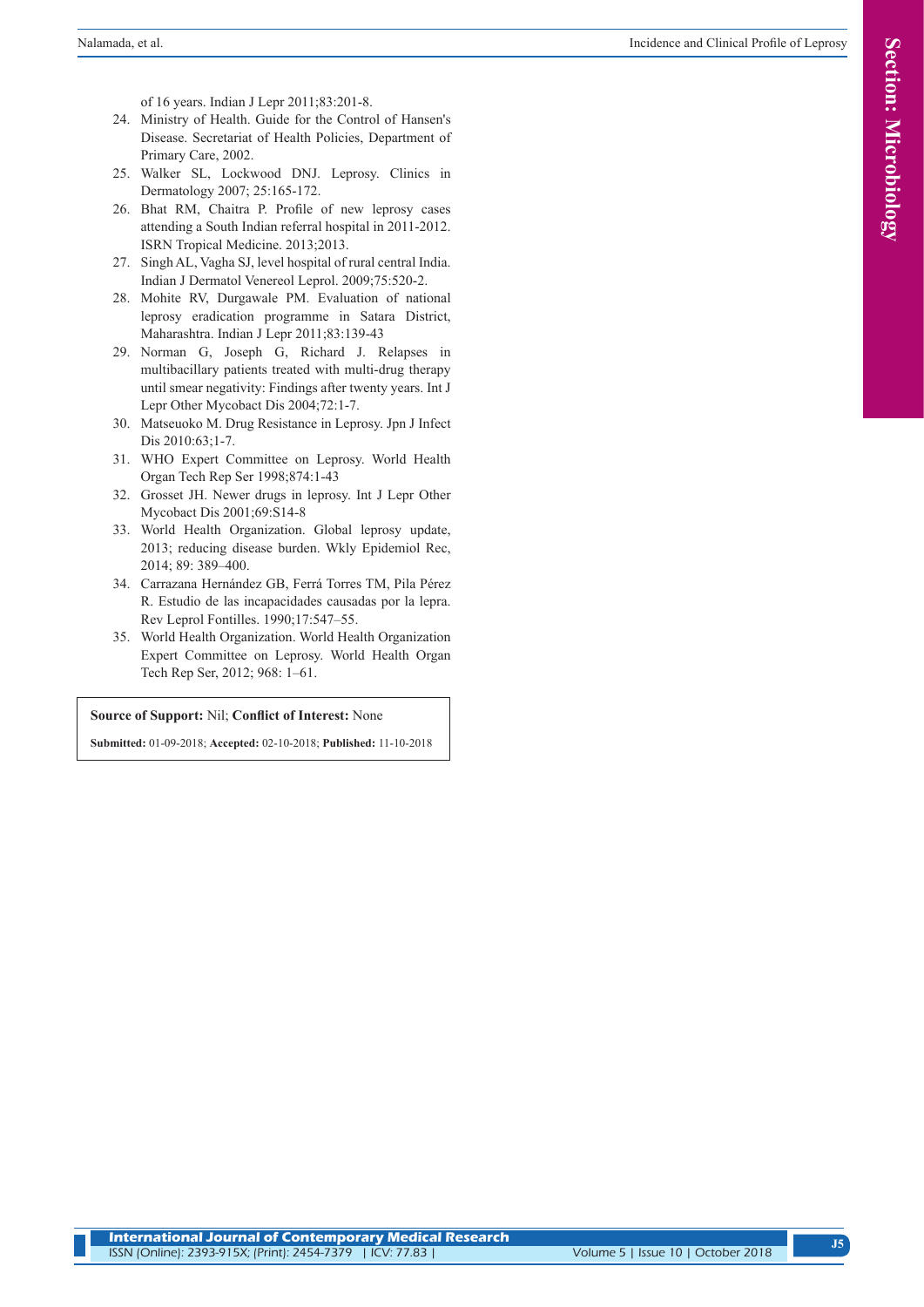of 16 years. Indian J Lepr 2011;83:201-8.

24. Ministry of Health. Guide for the Control of Hansen's Disease. Secretariat of Health Policies, Department of Primary Care, 2002.
25. Walker SL, Lockwood DNJ. Leprosy. Clinics in Dermatology 2007; 25:165-172.
26. Bhat RM, Chaitra P. Profile of new leprosy cases attending a South Indian referral hospital in 2011-2012. ISRN Tropical Medicine. 2013;2013.
27. Singh AL, Vagha SJ, level hospital of rural central India. Indian J Dermatol Venereol Leprol. 2009;75:520-2.
28. Mohite RV, Durgawale PM. Evaluation of national leprosy eradication programme in Satara District, Maharashtra. Indian J Lepr 2011;83:139-43
29. Norman G, Joseph G, Richard J. Relapses in multibacillary patients treated with multi-drug therapy until smear negativity: Findings after twenty years. Int J Lepr Other Mycobact Dis 2004;72:1-7.
30. Matseuoko M. Drug Resistance in Leprosy. Jpn J Infect Dis 2010:63;1-7.
31. WHO Expert Committee on Leprosy. World Health Organ Tech Rep Ser 1998;874:1-43
32. Grosset JH. Newer drugs in leprosy. Int J Lepr Other Mycobact Dis 2001;69:S14-8
33. World Health Organization. Global leprosy update, 2013; reducing disease burden. Wkly Epidemiol Rec, 2014; 89: 389–400.
34. Carrazana Hernández GB, Ferrá Torres TM, Pila Pérez R. Estudio de las incapacidades causadas por la lepra. Rev Leprol Fontilles. 1990;17:547–55.
35. World Health Organization. World Health Organization Expert Committee on Leprosy. World Health Organ Tech Rep Ser, 2012; 968: 1–61.

**Source of Support:** Nil; **Conflict of Interest:** None

**Submitted:** 01-09-2018; **Accepted:** 02-10-2018; **Published:** 11-10-2018